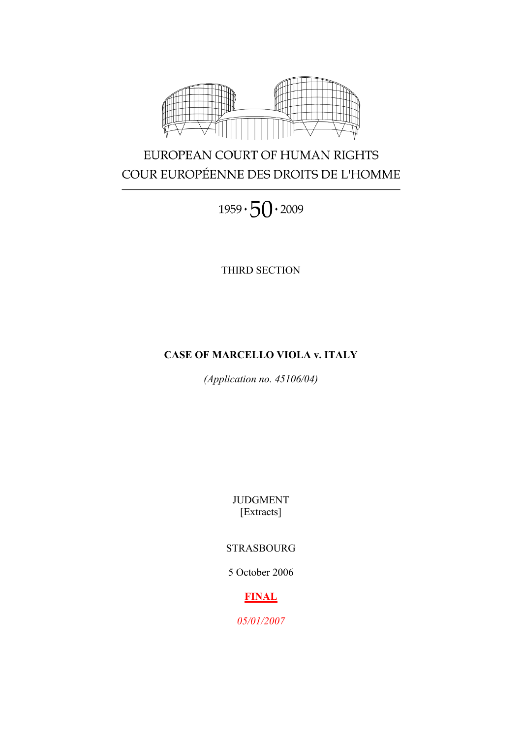EUROPEAN COURT OF HUMAN RIGHTS

COUR EUROPÉENNE DES DROITS DE L'HOMME

1959 · 50 · 2009

THIRD SECTION

**CASE OF MARCELLO VIOLA v. ITALY**

*(Application no. 45106/04)*

JUDGMENT

[Extracts]

STRASBOURG

5 October 2006

**FINAL**

*05/01/2007*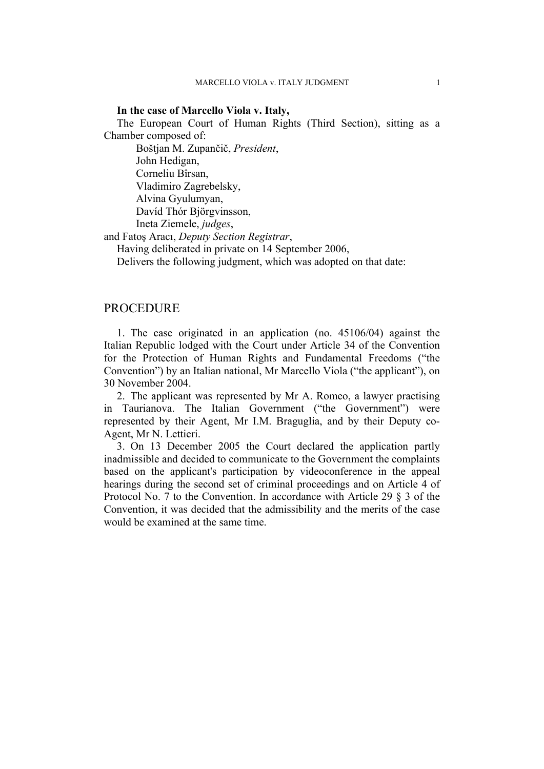**In the case of Marcello Viola v. Italy,**

The European Court of Human Rights (Third Section), sitting as a Chamber composed of:

Boštjan M. Zupančič, *President*,
John Hedigan,
Corneliu Bîrsan,
Vladimiro Zagrebelsky,
Alvina Gyulumyan,
Davíd Thór Björgvinsson,
Ineta Ziemele, *judges*,

and Fatoş Aracı, *Deputy Section Registrar*,

Having deliberated in private on 14 September 2006,

Delivers the following judgment, which was adopted on that date:

# PROCEDURE

1. The case originated in an application (no. 45106/04) against the Italian Republic lodged with the Court under Article 34 of the Convention for the Protection of Human Rights and Fundamental Freedoms ("the Convention") by an Italian national, Mr Marcello Viola ("the applicant"), on 30 November 2004.

2. The applicant was represented by Mr A. Romeo, a lawyer practising in Taurianova. The Italian Government ("the Government") were represented by their Agent, Mr I.M. Braguglia, and by their Deputy co-Agent, Mr N. Lettieri.

3. On 13 December 2005 the Court declared the application partly inadmissible and decided to communicate to the Government the complaints based on the applicant's participation by videoconference in the appeal hearings during the second set of criminal proceedings and on Article 4 of Protocol No. 7 to the Convention. In accordance with Article 29 § 3 of the Convention, it was decided that the admissibility and the merits of the case would be examined at the same time.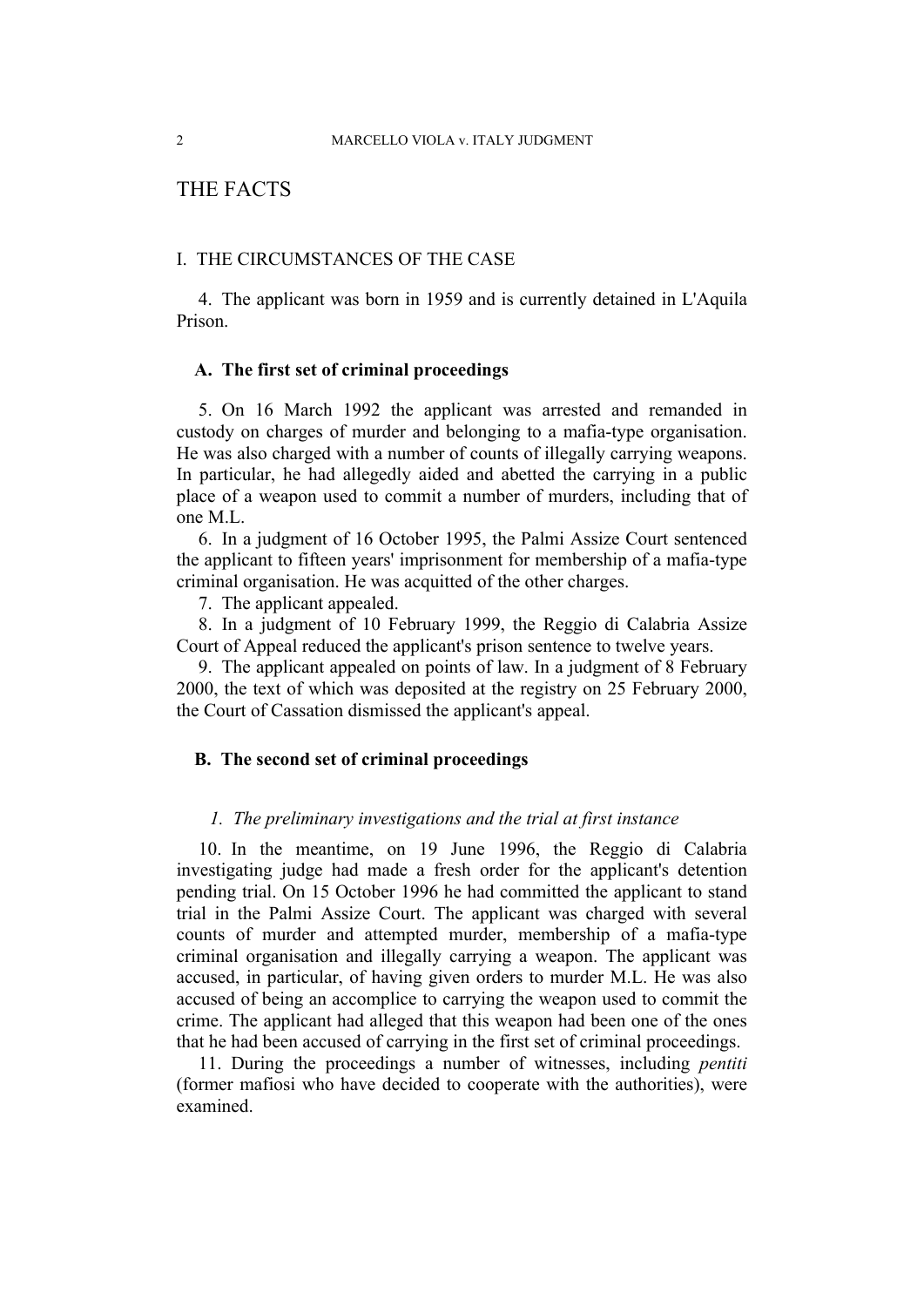# THE FACTS

## I. THE CIRCUMSTANCES OF THE CASE

4. The applicant was born in 1959 and is currently detained in L'Aquila Prison.

### A. The first set of criminal proceedings

5. On 16 March 1992 the applicant was arrested and remanded in custody on charges of murder and belonging to a mafia-type organisation. He was also charged with a number of counts of illegally carrying weapons. In particular, he had allegedly aided and abetted the carrying in a public place of a weapon used to commit a number of murders, including that of one M.L.

6. In a judgment of 16 October 1995, the Palmi Assize Court sentenced the applicant to fifteen years' imprisonment for membership of a mafia-type criminal organisation. He was acquitted of the other charges.

7. The applicant appealed.

8. In a judgment of 10 February 1999, the Reggio di Calabria Assize Court of Appeal reduced the applicant's prison sentence to twelve years.

9. The applicant appealed on points of law. In a judgment of 8 February 2000, the text of which was deposited at the registry on 25 February 2000, the Court of Cassation dismissed the applicant's appeal.

### B. The second set of criminal proceedings

#### *1. The preliminary investigations and the trial at first instance*

10. In the meantime, on 19 June 1996, the Reggio di Calabria investigating judge had made a fresh order for the applicant's detention pending trial. On 15 October 1996 he had committed the applicant to stand trial in the Palmi Assize Court. The applicant was charged with several counts of murder and attempted murder, membership of a mafia-type criminal organisation and illegally carrying a weapon. The applicant was accused, in particular, of having given orders to murder M.L. He was also accused of being an accomplice to carrying the weapon used to commit the crime. The applicant had alleged that this weapon had been one of the ones that he had been accused of carrying in the first set of criminal proceedings.

11. During the proceedings a number of witnesses, including *pentiti* (former mafiosi who have decided to cooperate with the authorities), were examined.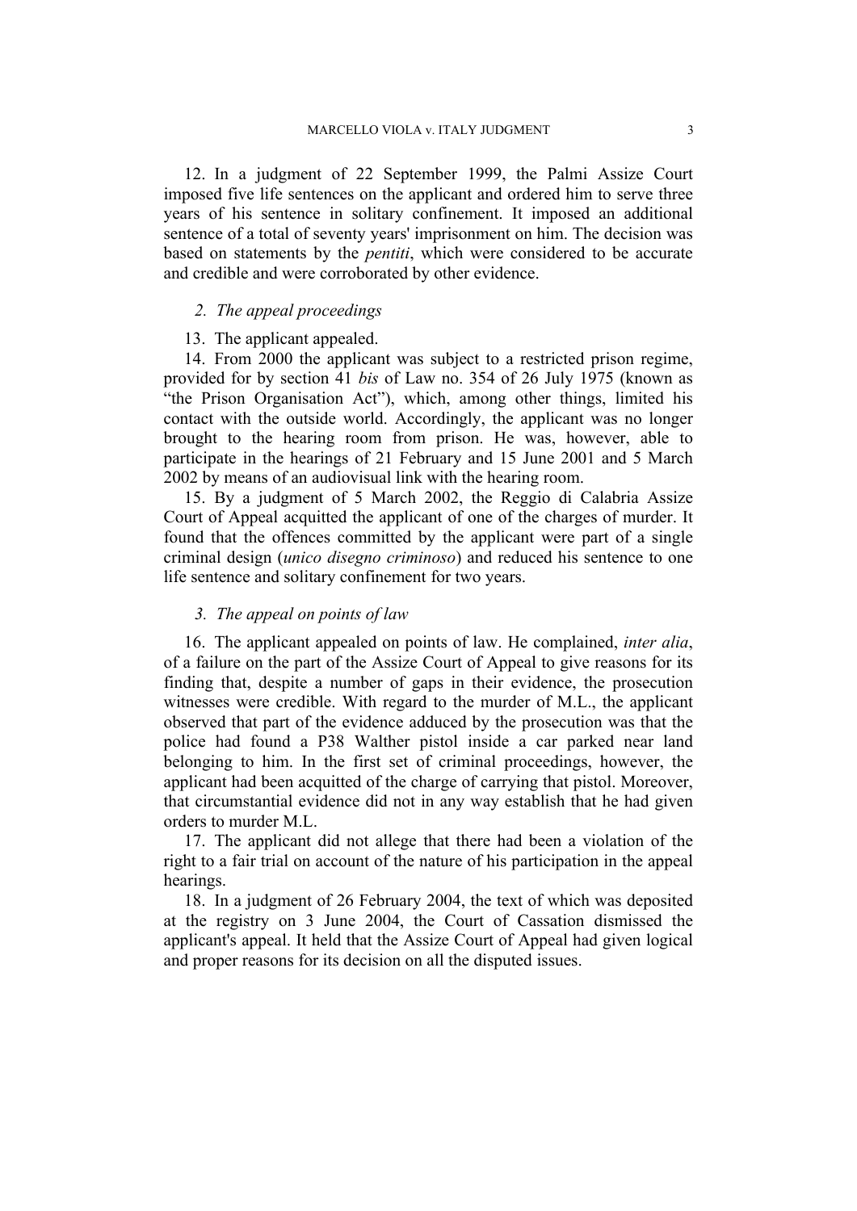12. In a judgment of 22 September 1999, the Palmi Assize Court imposed five life sentences on the applicant and ordered him to serve three years of his sentence in solitary confinement. It imposed an additional sentence of a total of seventy years' imprisonment on him. The decision was based on statements by the *pentiti*, which were considered to be accurate and credible and were corroborated by other evidence.

### *2. The appeal proceedings*

13. The applicant appealed.

14. From 2000 the applicant was subject to a restricted prison regime, provided for by section 41 *bis* of Law no. 354 of 26 July 1975 (known as "the Prison Organisation Act"), which, among other things, limited his contact with the outside world. Accordingly, the applicant was no longer brought to the hearing room from prison. He was, however, able to participate in the hearings of 21 February and 15 June 2001 and 5 March 2002 by means of an audiovisual link with the hearing room.

15. By a judgment of 5 March 2002, the Reggio di Calabria Assize Court of Appeal acquitted the applicant of one of the charges of murder. It found that the offences committed by the applicant were part of a single criminal design (*unico disegno criminoso*) and reduced his sentence to one life sentence and solitary confinement for two years.

### *3. The appeal on points of law*

16. The applicant appealed on points of law. He complained, *inter alia*, of a failure on the part of the Assize Court of Appeal to give reasons for its finding that, despite a number of gaps in their evidence, the prosecution witnesses were credible. With regard to the murder of M.L., the applicant observed that part of the evidence adduced by the prosecution was that the police had found a P38 Walther pistol inside a car parked near land belonging to him. In the first set of criminal proceedings, however, the applicant had been acquitted of the charge of carrying that pistol. Moreover, that circumstantial evidence did not in any way establish that he had given orders to murder M.L.

17. The applicant did not allege that there had been a violation of the right to a fair trial on account of the nature of his participation in the appeal hearings.

18. In a judgment of 26 February 2004, the text of which was deposited at the registry on 3 June 2004, the Court of Cassation dismissed the applicant's appeal. It held that the Assize Court of Appeal had given logical and proper reasons for its decision on all the disputed issues.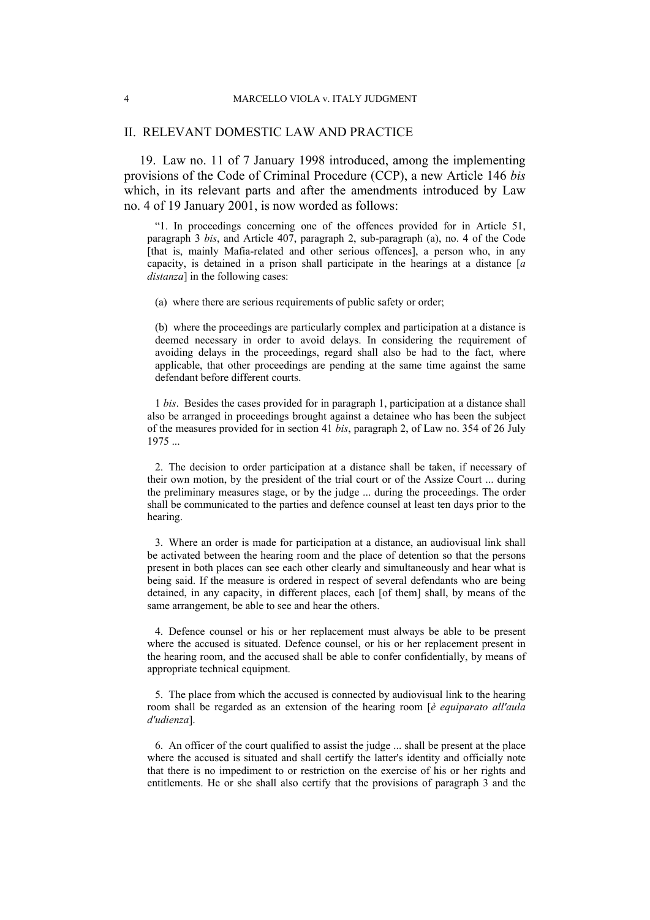## II. RELEVANT DOMESTIC LAW AND PRACTICE

19. Law no. 11 of 7 January 1998 introduced, among the implementing provisions of the Code of Criminal Procedure (CCP), a new Article 146 *bis* which, in its relevant parts and after the amendments introduced by Law no. 4 of 19 January 2001, is now worded as follows:

> "1. In proceedings concerning one of the offences provided for in Article 51, paragraph 3 *bis*, and Article 407, paragraph 2, sub-paragraph (a), no. 4 of the Code [that is, mainly Mafia-related and other serious offences], a person who, in any capacity, is detained in a prison shall participate in the hearings at a distance [*a distanza*] in the following cases:
>
> (a) where there are serious requirements of public safety or order;
>
> (b) where the proceedings are particularly complex and participation at a distance is deemed necessary in order to avoid delays. In considering the requirement of avoiding delays in the proceedings, regard shall also be had to the fact, where applicable, that other proceedings are pending at the same time against the same defendant before different courts.
>
> 1 *bis*. Besides the cases provided for in paragraph 1, participation at a distance shall also be arranged in proceedings brought against a detainee who has been the subject of the measures provided for in section 41 *bis*, paragraph 2, of Law no. 354 of 26 July 1975 ...
>
> 2. The decision to order participation at a distance shall be taken, if necessary of their own motion, by the president of the trial court or of the Assize Court ... during the preliminary measures stage, or by the judge ... during the proceedings. The order shall be communicated to the parties and defence counsel at least ten days prior to the hearing.
>
> 3. Where an order is made for participation at a distance, an audiovisual link shall be activated between the hearing room and the place of detention so that the persons present in both places can see each other clearly and simultaneously and hear what is being said. If the measure is ordered in respect of several defendants who are being detained, in any capacity, in different places, each [of them] shall, by means of the same arrangement, be able to see and hear the others.
>
> 4. Defence counsel or his or her replacement must always be able to be present where the accused is situated. Defence counsel, or his or her replacement present in the hearing room, and the accused shall be able to confer confidentially, by means of appropriate technical equipment.
>
> 5. The place from which the accused is connected by audiovisual link to the hearing room shall be regarded as an extension of the hearing room [*è equiparato all'aula d'udienza*].
>
> 6. An officer of the court qualified to assist the judge ... shall be present at the place where the accused is situated and shall certify the latter's identity and officially note that there is no impediment to or restriction on the exercise of his or her rights and entitlements. He or she shall also certify that the provisions of paragraph 3 and the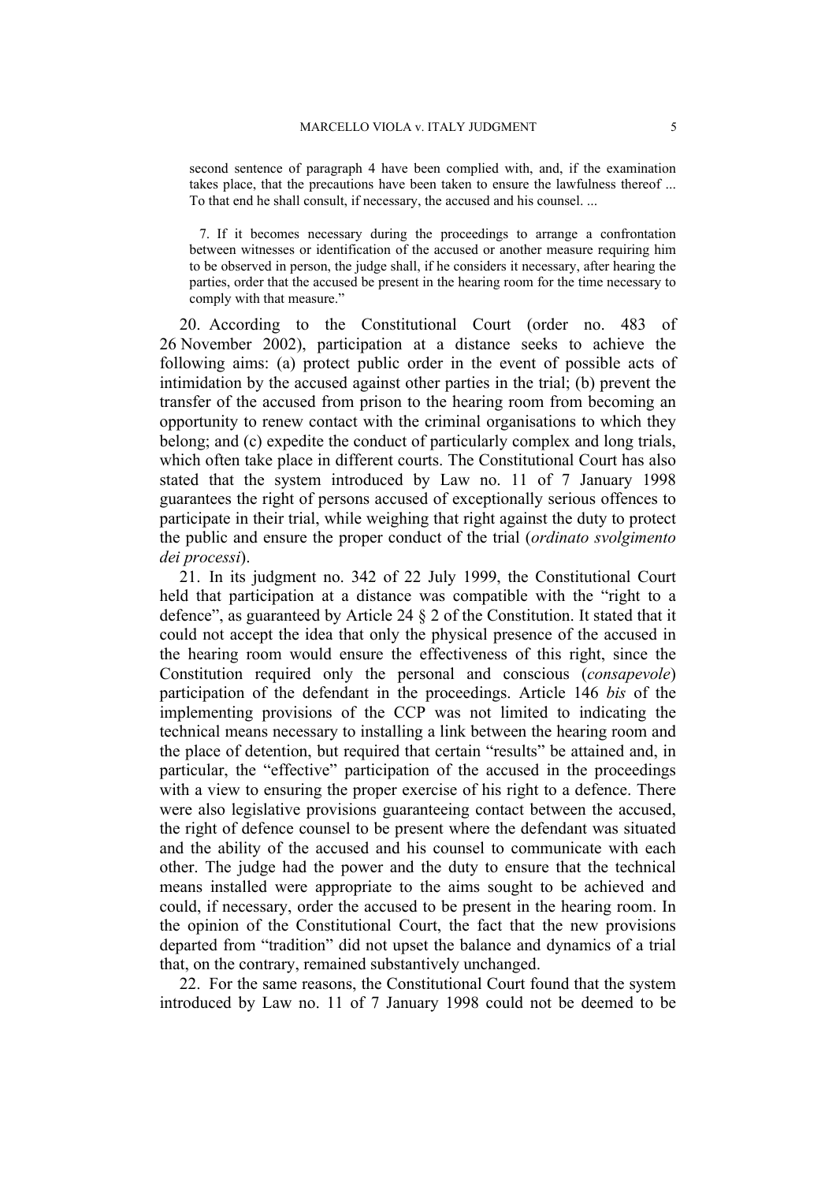second sentence of paragraph 4 have been complied with, and, if the examination takes place, that the precautions have been taken to ensure the lawfulness thereof ... To that end he shall consult, if necessary, the accused and his counsel. ...

7. If it becomes necessary during the proceedings to arrange a confrontation between witnesses or identification of the accused or another measure requiring him to be observed in person, the judge shall, if he considers it necessary, after hearing the parties, order that the accused be present in the hearing room for the time necessary to comply with that measure."

20. According to the Constitutional Court (order no. 483 of 26 November 2002), participation at a distance seeks to achieve the following aims: (a) protect public order in the event of possible acts of intimidation by the accused against other parties in the trial; (b) prevent the transfer of the accused from prison to the hearing room from becoming an opportunity to renew contact with the criminal organisations to which they belong; and (c) expedite the conduct of particularly complex and long trials, which often take place in different courts. The Constitutional Court has also stated that the system introduced by Law no. 11 of 7 January 1998 guarantees the right of persons accused of exceptionally serious offences to participate in their trial, while weighing that right against the duty to protect the public and ensure the proper conduct of the trial (*ordinato svolgimento dei processi*).

21. In its judgment no. 342 of 22 July 1999, the Constitutional Court held that participation at a distance was compatible with the "right to a defence", as guaranteed by Article 24 § 2 of the Constitution. It stated that it could not accept the idea that only the physical presence of the accused in the hearing room would ensure the effectiveness of this right, since the Constitution required only the personal and conscious (*consapevole*) participation of the defendant in the proceedings. Article 146 *bis* of the implementing provisions of the CCP was not limited to indicating the technical means necessary to installing a link between the hearing room and the place of detention, but required that certain "results" be attained and, in particular, the "effective" participation of the accused in the proceedings with a view to ensuring the proper exercise of his right to a defence. There were also legislative provisions guaranteeing contact between the accused, the right of defence counsel to be present where the defendant was situated and the ability of the accused and his counsel to communicate with each other. The judge had the power and the duty to ensure that the technical means installed were appropriate to the aims sought to be achieved and could, if necessary, order the accused to be present in the hearing room. In the opinion of the Constitutional Court, the fact that the new provisions departed from "tradition" did not upset the balance and dynamics of a trial that, on the contrary, remained substantively unchanged.

22. For the same reasons, the Constitutional Court found that the system introduced by Law no. 11 of 7 January 1998 could not be deemed to be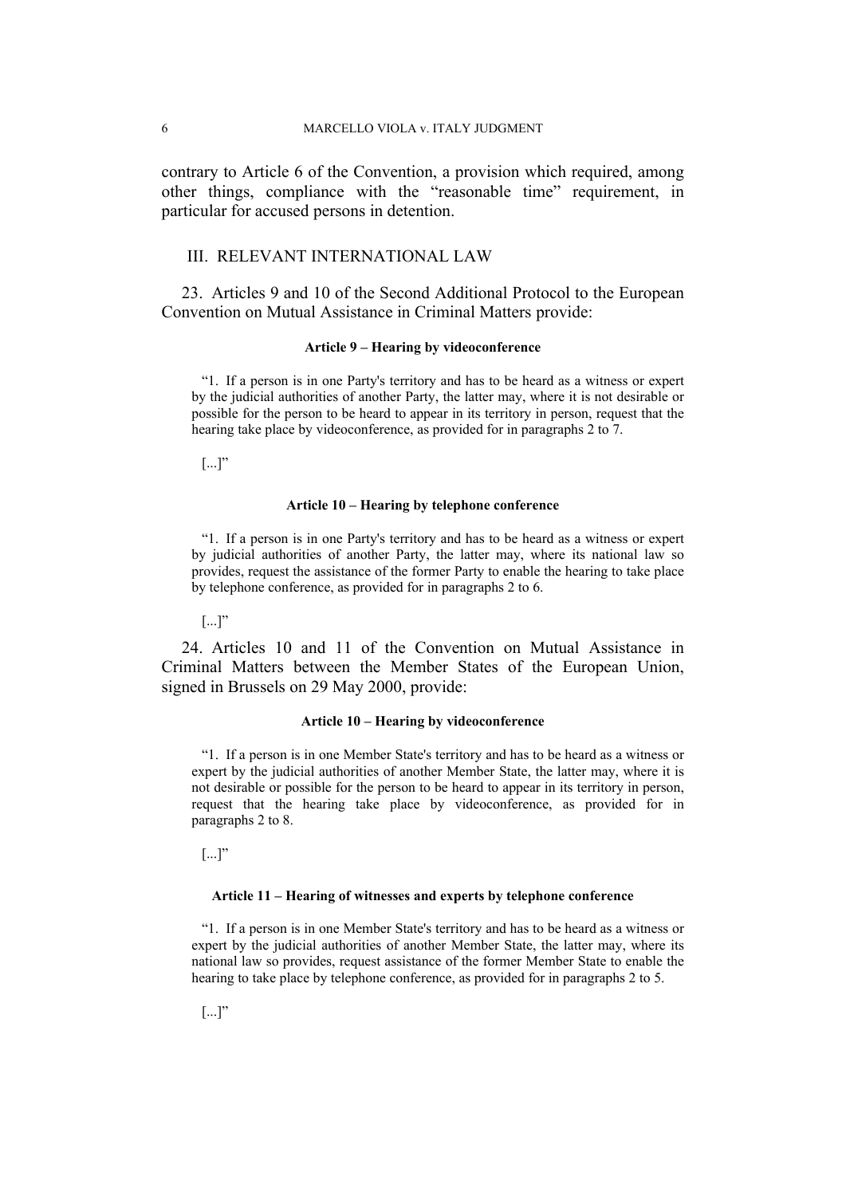contrary to Article 6 of the Convention, a provision which required, among other things, compliance with the "reasonable time" requirement, in particular for accused persons in detention.

## III. RELEVANT INTERNATIONAL LAW

23. Articles 9 and 10 of the Second Additional Protocol to the European Convention on Mutual Assistance in Criminal Matters provide:

**Article 9 – Hearing by videoconference**

> "1. If a person is in one Party's territory and has to be heard as a witness or expert by the judicial authorities of another Party, the latter may, where it is not desirable or possible for the person to be heard to appear in its territory in person, request that the hearing take place by videoconference, as provided for in paragraphs 2 to 7.
>
> [...]"

**Article 10 – Hearing by telephone conference**

> "1. If a person is in one Party's territory and has to be heard as a witness or expert by judicial authorities of another Party, the latter may, where its national law so provides, request the assistance of the former Party to enable the hearing to take place by telephone conference, as provided for in paragraphs 2 to 6.
>
> [...]"

24. Articles 10 and 11 of the Convention on Mutual Assistance in Criminal Matters between the Member States of the European Union, signed in Brussels on 29 May 2000, provide:

**Article 10 – Hearing by videoconference**

> "1. If a person is in one Member State's territory and has to be heard as a witness or expert by the judicial authorities of another Member State, the latter may, where it is not desirable or possible for the person to be heard to appear in its territory in person, request that the hearing take place by videoconference, as provided for in paragraphs 2 to 8.
>
> [...]"

**Article 11 – Hearing of witnesses and experts by telephone conference**

> "1. If a person is in one Member State's territory and has to be heard as a witness or expert by the judicial authorities of another Member State, the latter may, where its national law so provides, request assistance of the former Member State to enable the hearing to take place by telephone conference, as provided for in paragraphs 2 to 5.
>
> [...]"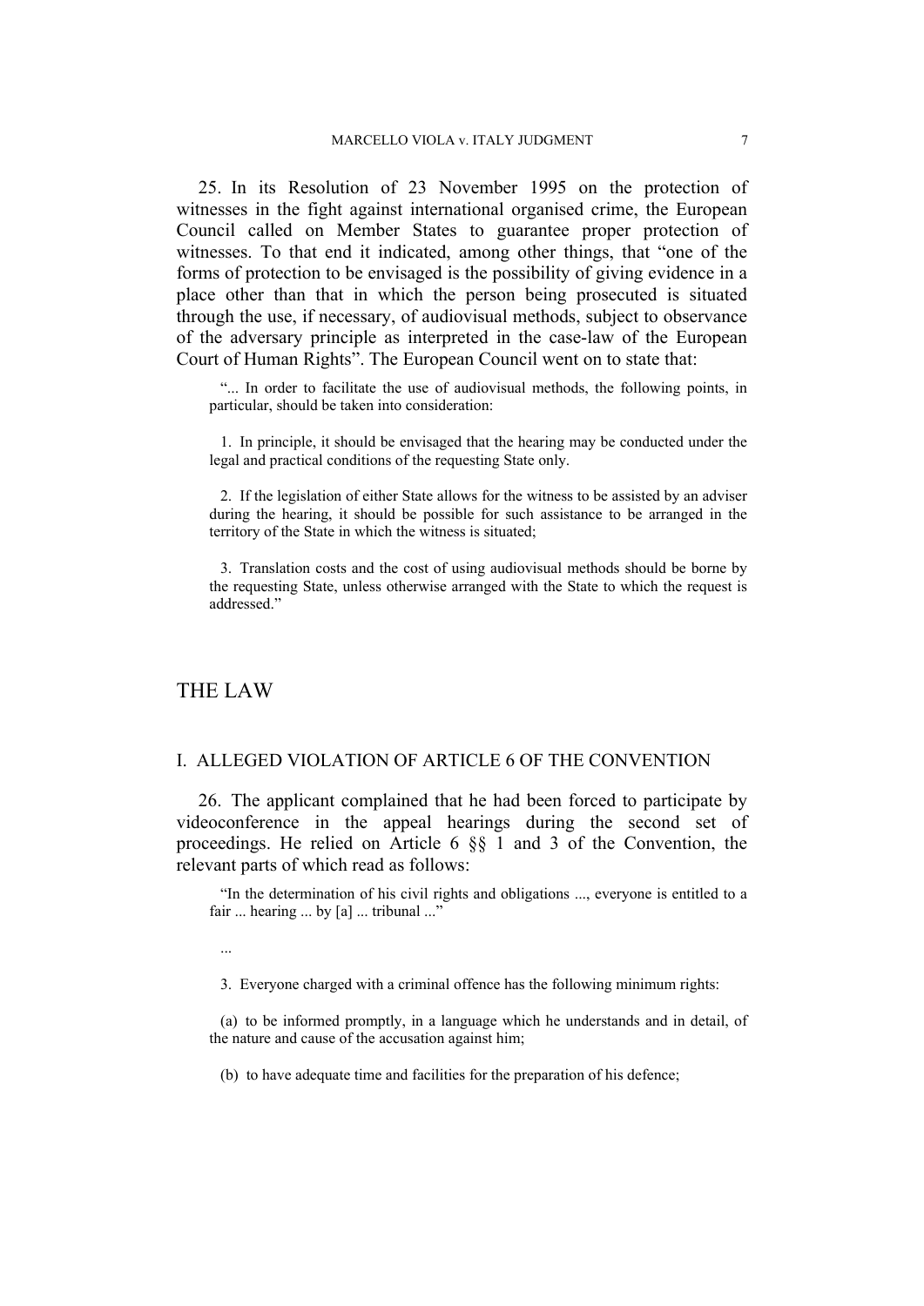25. In its Resolution of 23 November 1995 on the protection of witnesses in the fight against international organised crime, the European Council called on Member States to guarantee proper protection of witnesses. To that end it indicated, among other things, that "one of the forms of protection to be envisaged is the possibility of giving evidence in a place other than that in which the person being prosecuted is situated through the use, if necessary, of audiovisual methods, subject to observance of the adversary principle as interpreted in the case-law of the European Court of Human Rights". The European Council went on to state that:

> "... In order to facilitate the use of audiovisual methods, the following points, in particular, should be taken into consideration:
>
> 1. In principle, it should be envisaged that the hearing may be conducted under the legal and practical conditions of the requesting State only.
>
> 2. If the legislation of either State allows for the witness to be assisted by an adviser during the hearing, it should be possible for such assistance to be arranged in the territory of the State in which the witness is situated;
>
> 3. Translation costs and the cost of using audiovisual methods should be borne by the requesting State, unless otherwise arranged with the State to which the request is addressed."

## THE LAW

### I. ALLEGED VIOLATION OF ARTICLE 6 OF THE CONVENTION

26. The applicant complained that he had been forced to participate by videoconference in the appeal hearings during the second set of proceedings. He relied on Article 6 §§ 1 and 3 of the Convention, the relevant parts of which read as follows:

> "In the determination of his civil rights and obligations ..., everyone is entitled to a fair ... hearing ... by [a] ... tribunal ..."
>
> ...
>
> 3. Everyone charged with a criminal offence has the following minimum rights:
>
> (a) to be informed promptly, in a language which he understands and in detail, of the nature and cause of the accusation against him;
>
> (b) to have adequate time and facilities for the preparation of his defence;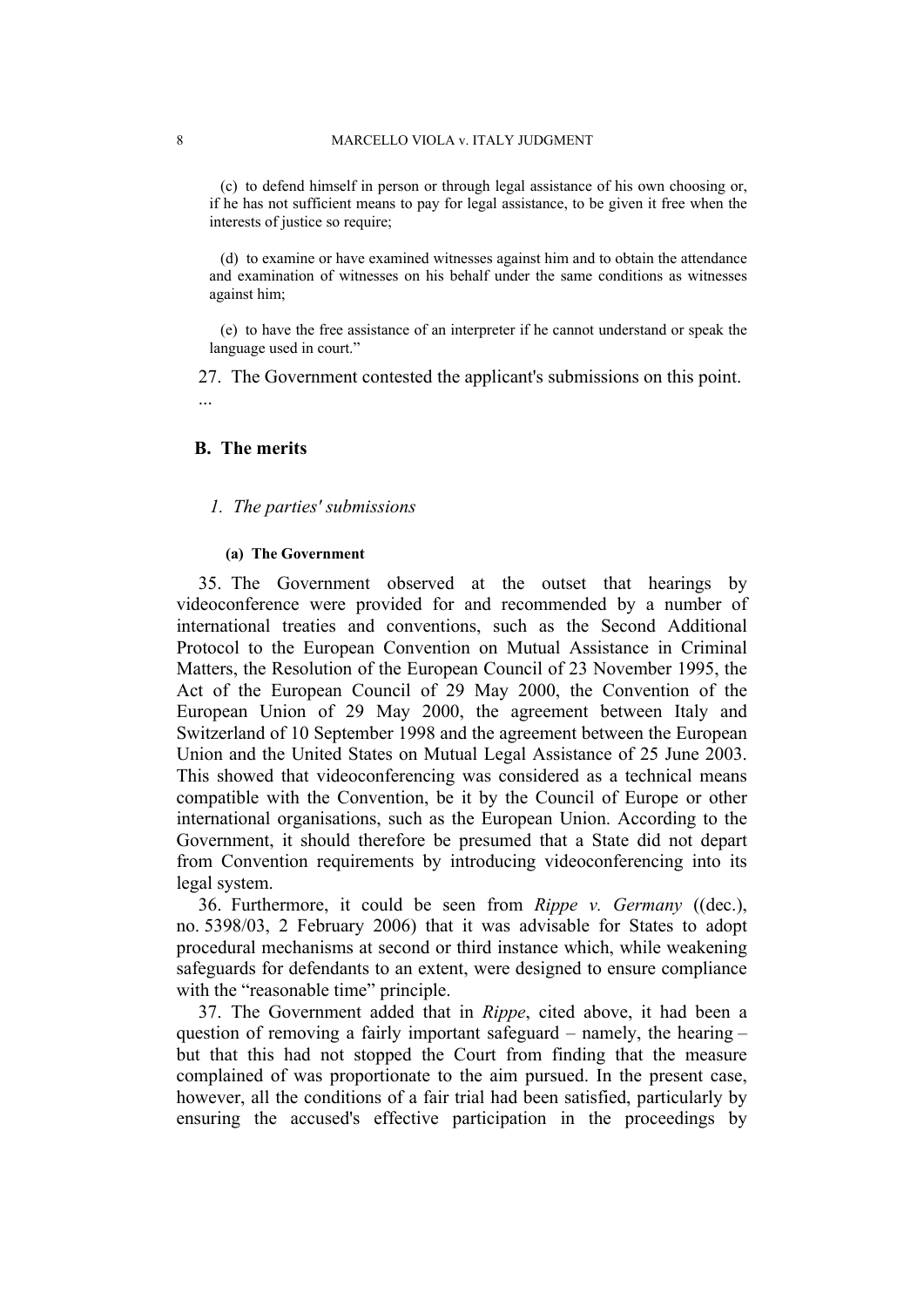(c) to defend himself in person or through legal assistance of his own choosing or, if he has not sufficient means to pay for legal assistance, to be given it free when the interests of justice so require;

(d) to examine or have examined witnesses against him and to obtain the attendance and examination of witnesses on his behalf under the same conditions as witnesses against him;

(e) to have the free assistance of an interpreter if he cannot understand or speak the language used in court."

27. The Government contested the applicant's submissions on this point.

...

## B. The merits

### 1. The parties' submissions

#### (a) The Government

35. The Government observed at the outset that hearings by videoconference were provided for and recommended by a number of international treaties and conventions, such as the Second Additional Protocol to the European Convention on Mutual Assistance in Criminal Matters, the Resolution of the European Council of 23 November 1995, the Act of the European Council of 29 May 2000, the Convention of the European Union of 29 May 2000, the agreement between Italy and Switzerland of 10 September 1998 and the agreement between the European Union and the United States on Mutual Legal Assistance of 25 June 2003. This showed that videoconferencing was considered as a technical means compatible with the Convention, be it by the Council of Europe or other international organisations, such as the European Union. According to the Government, it should therefore be presumed that a State did not depart from Convention requirements by introducing videoconferencing into its legal system.

36. Furthermore, it could be seen from *Rippe v. Germany* ((dec.), no. 5398/03, 2 February 2006) that it was advisable for States to adopt procedural mechanisms at second or third instance which, while weakening safeguards for defendants to an extent, were designed to ensure compliance with the "reasonable time" principle.

37. The Government added that in *Rippe*, cited above, it had been a question of removing a fairly important safeguard – namely, the hearing – but that this had not stopped the Court from finding that the measure complained of was proportionate to the aim pursued. In the present case, however, all the conditions of a fair trial had been satisfied, particularly by ensuring the accused's effective participation in the proceedings by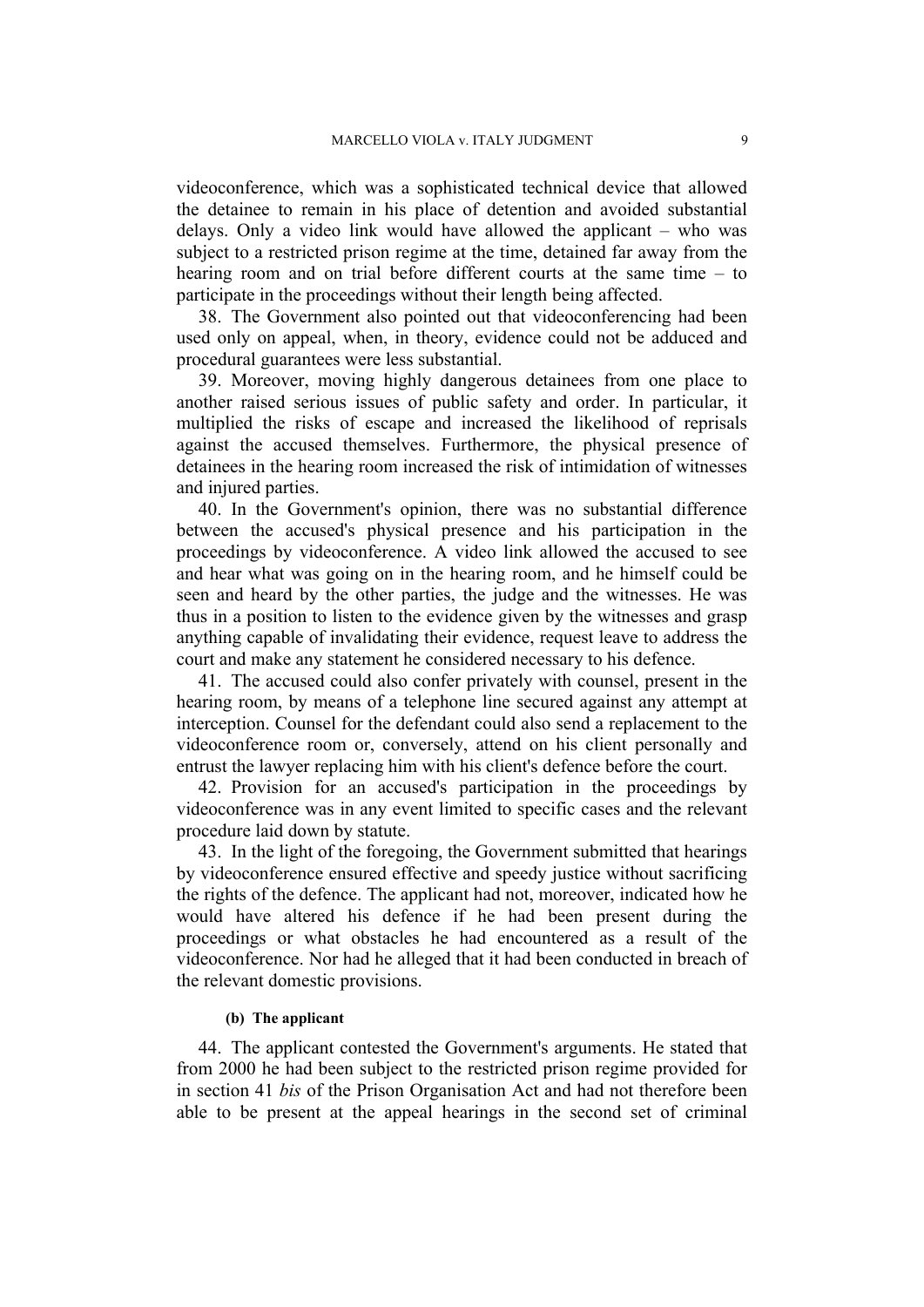videoconference, which was a sophisticated technical device that allowed the detainee to remain in his place of detention and avoided substantial delays. Only a video link would have allowed the applicant – who was subject to a restricted prison regime at the time, detained far away from the hearing room and on trial before different courts at the same time – to participate in the proceedings without their length being affected.

38. The Government also pointed out that videoconferencing had been used only on appeal, when, in theory, evidence could not be adduced and procedural guarantees were less substantial.

39. Moreover, moving highly dangerous detainees from one place to another raised serious issues of public safety and order. In particular, it multiplied the risks of escape and increased the likelihood of reprisals against the accused themselves. Furthermore, the physical presence of detainees in the hearing room increased the risk of intimidation of witnesses and injured parties.

40. In the Government's opinion, there was no substantial difference between the accused's physical presence and his participation in the proceedings by videoconference. A video link allowed the accused to see and hear what was going on in the hearing room, and he himself could be seen and heard by the other parties, the judge and the witnesses. He was thus in a position to listen to the evidence given by the witnesses and grasp anything capable of invalidating their evidence, request leave to address the court and make any statement he considered necessary to his defence.

41. The accused could also confer privately with counsel, present in the hearing room, by means of a telephone line secured against any attempt at interception. Counsel for the defendant could also send a replacement to the videoconference room or, conversely, attend on his client personally and entrust the lawyer replacing him with his client's defence before the court.

42. Provision for an accused's participation in the proceedings by videoconference was in any event limited to specific cases and the relevant procedure laid down by statute.

43. In the light of the foregoing, the Government submitted that hearings by videoconference ensured effective and speedy justice without sacrificing the rights of the defence. The applicant had not, moreover, indicated how he would have altered his defence if he had been present during the proceedings or what obstacles he had encountered as a result of the videoconference. Nor had he alleged that it had been conducted in breach of the relevant domestic provisions.

#### (b) The applicant

44. The applicant contested the Government's arguments. He stated that from 2000 he had been subject to the restricted prison regime provided for in section 41 *bis* of the Prison Organisation Act and had not therefore been able to be present at the appeal hearings in the second set of criminal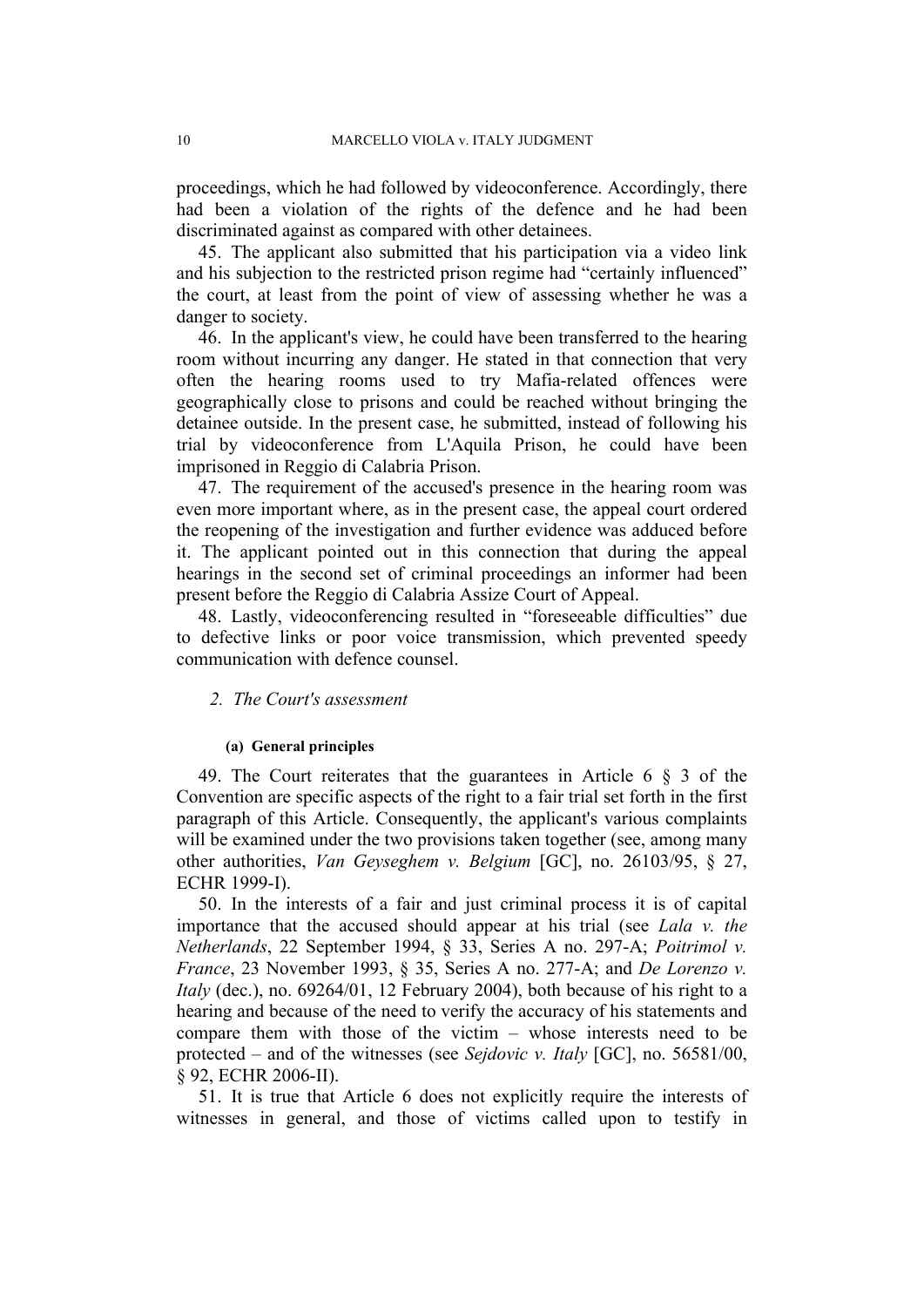proceedings, which he had followed by videoconference. Accordingly, there had been a violation of the rights of the defence and he had been discriminated against as compared with other detainees.

45. The applicant also submitted that his participation via a video link and his subjection to the restricted prison regime had "certainly influenced" the court, at least from the point of view of assessing whether he was a danger to society.

46. In the applicant's view, he could have been transferred to the hearing room without incurring any danger. He stated in that connection that very often the hearing rooms used to try Mafia-related offences were geographically close to prisons and could be reached without bringing the detainee outside. In the present case, he submitted, instead of following his trial by videoconference from L'Aquila Prison, he could have been imprisoned in Reggio di Calabria Prison.

47. The requirement of the accused's presence in the hearing room was even more important where, as in the present case, the appeal court ordered the reopening of the investigation and further evidence was adduced before it. The applicant pointed out in this connection that during the appeal hearings in the second set of criminal proceedings an informer had been present before the Reggio di Calabria Assize Court of Appeal.

48. Lastly, videoconferencing resulted in "foreseeable difficulties" due to defective links or poor voice transmission, which prevented speedy communication with defence counsel.

### 2. *The Court's assessment*

#### (a) General principles

49. The Court reiterates that the guarantees in Article 6 § 3 of the Convention are specific aspects of the right to a fair trial set forth in the first paragraph of this Article. Consequently, the applicant's various complaints will be examined under the two provisions taken together (see, among many other authorities, *Van Geyseghem v. Belgium* [GC], no. 26103/95, § 27, ECHR 1999-I).

50. In the interests of a fair and just criminal process it is of capital importance that the accused should appear at his trial (see *Lala v. the Netherlands*, 22 September 1994, § 33, Series A no. 297-A; *Poitrimol v. France*, 23 November 1993, § 35, Series A no. 277-A; and *De Lorenzo v. Italy* (dec.), no. 69264/01, 12 February 2004), both because of his right to a hearing and because of the need to verify the accuracy of his statements and compare them with those of the victim – whose interests need to be protected – and of the witnesses (see *Sejdovic v. Italy* [GC], no. 56581/00, § 92, ECHR 2006-II).

51. It is true that Article 6 does not explicitly require the interests of witnesses in general, and those of victims called upon to testify in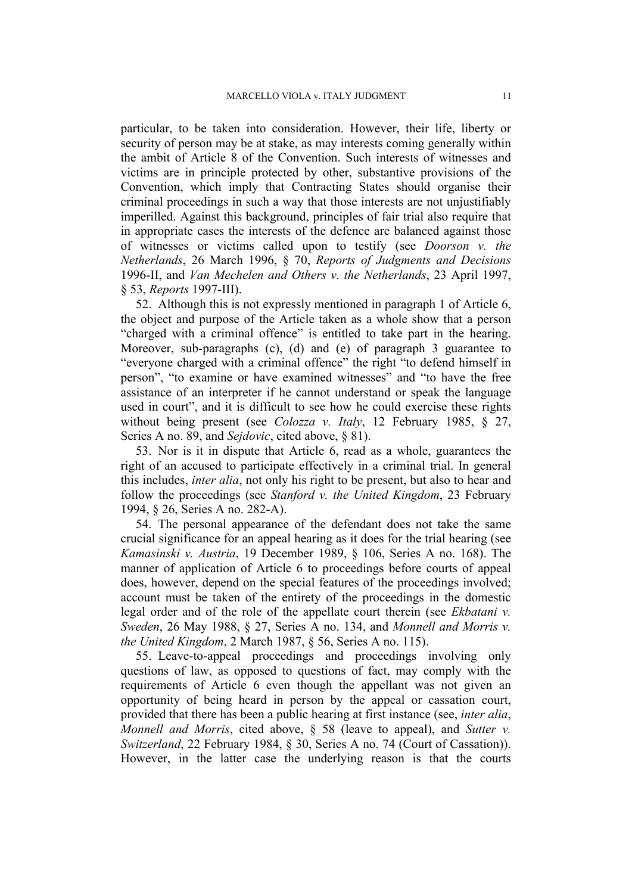particular, to be taken into consideration. However, their life, liberty or security of person may be at stake, as may interests coming generally within the ambit of Article 8 of the Convention. Such interests of witnesses and victims are in principle protected by other, substantive provisions of the Convention, which imply that Contracting States should organise their criminal proceedings in such a way that those interests are not unjustifiably imperilled. Against this background, principles of fair trial also require that in appropriate cases the interests of the defence are balanced against those of witnesses or victims called upon to testify (see *Doorson v. the Netherlands*, 26 March 1996, § 70, *Reports of Judgments and Decisions* 1996-II, and *Van Mechelen and Others v. the Netherlands*, 23 April 1997, § 53, *Reports* 1997-III).

52. Although this is not expressly mentioned in paragraph 1 of Article 6, the object and purpose of the Article taken as a whole show that a person "charged with a criminal offence" is entitled to take part in the hearing. Moreover, sub-paragraphs (c), (d) and (e) of paragraph 3 guarantee to "everyone charged with a criminal offence" the right "to defend himself in person", "to examine or have examined witnesses" and "to have the free assistance of an interpreter if he cannot understand or speak the language used in court", and it is difficult to see how he could exercise these rights without being present (see *Colozza v. Italy*, 12 February 1985, § 27, Series A no. 89, and *Sejdovic*, cited above, § 81).

53. Nor is it in dispute that Article 6, read as a whole, guarantees the right of an accused to participate effectively in a criminal trial. In general this includes, *inter alia*, not only his right to be present, but also to hear and follow the proceedings (see *Stanford v. the United Kingdom*, 23 February 1994, § 26, Series A no. 282-A).

54. The personal appearance of the defendant does not take the same crucial significance for an appeal hearing as it does for the trial hearing (see *Kamasinski v. Austria*, 19 December 1989, § 106, Series A no. 168). The manner of application of Article 6 to proceedings before courts of appeal does, however, depend on the special features of the proceedings involved; account must be taken of the entirety of the proceedings in the domestic legal order and of the role of the appellate court therein (see *Ekbatani v. Sweden*, 26 May 1988, § 27, Series A no. 134, and *Monnell and Morris v. the United Kingdom*, 2 March 1987, § 56, Series A no. 115).

55. Leave-to-appeal proceedings and proceedings involving only questions of law, as opposed to questions of fact, may comply with the requirements of Article 6 even though the appellant was not given an opportunity of being heard in person by the appeal or cassation court, provided that there has been a public hearing at first instance (see, *inter alia*, *Monnell and Morris*, cited above, § 58 (leave to appeal), and *Sutter v. Switzerland*, 22 February 1984, § 30, Series A no. 74 (Court of Cassation)). However, in the latter case the underlying reason is that the courts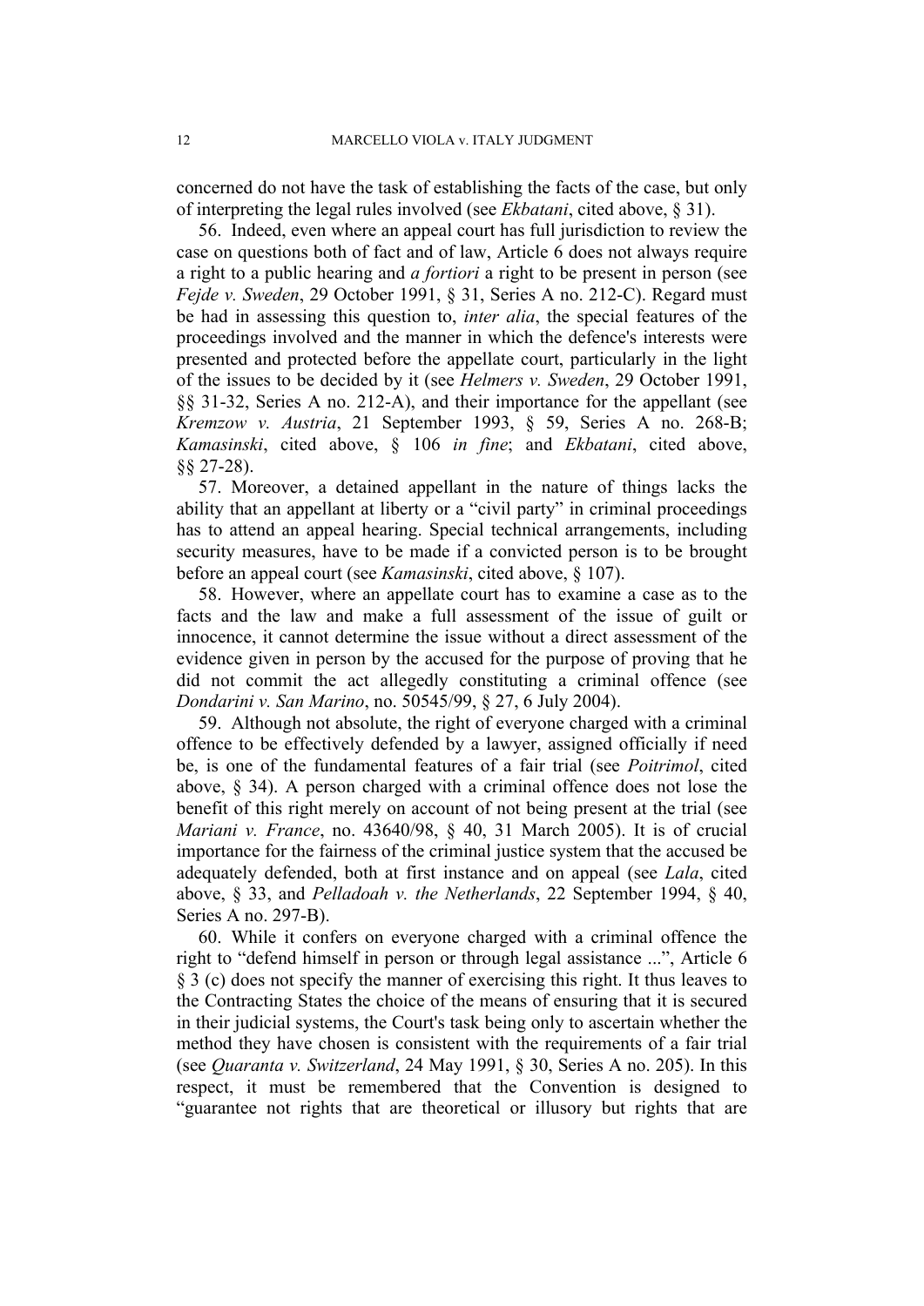concerned do not have the task of establishing the facts of the case, but only of interpreting the legal rules involved (see *Ekbatani*, cited above, § 31).

56. Indeed, even where an appeal court has full jurisdiction to review the case on questions both of fact and of law, Article 6 does not always require a right to a public hearing and *a fortiori* a right to be present in person (see *Fejde v. Sweden*, 29 October 1991, § 31, Series A no. 212-C). Regard must be had in assessing this question to, *inter alia*, the special features of the proceedings involved and the manner in which the defence's interests were presented and protected before the appellate court, particularly in the light of the issues to be decided by it (see *Helmers v. Sweden*, 29 October 1991, §§ 31-32, Series A no. 212-A), and their importance for the appellant (see *Kremzow v. Austria*, 21 September 1993, § 59, Series A no. 268-B; *Kamasinski*, cited above, § 106 *in fine*; and *Ekbatani*, cited above, §§ 27-28).

57. Moreover, a detained appellant in the nature of things lacks the ability that an appellant at liberty or a "civil party" in criminal proceedings has to attend an appeal hearing. Special technical arrangements, including security measures, have to be made if a convicted person is to be brought before an appeal court (see *Kamasinski*, cited above, § 107).

58. However, where an appellate court has to examine a case as to the facts and the law and make a full assessment of the issue of guilt or innocence, it cannot determine the issue without a direct assessment of the evidence given in person by the accused for the purpose of proving that he did not commit the act allegedly constituting a criminal offence (see *Dondarini v. San Marino*, no. 50545/99, § 27, 6 July 2004).

59. Although not absolute, the right of everyone charged with a criminal offence to be effectively defended by a lawyer, assigned officially if need be, is one of the fundamental features of a fair trial (see *Poitrimol*, cited above, § 34). A person charged with a criminal offence does not lose the benefit of this right merely on account of not being present at the trial (see *Mariani v. France*, no. 43640/98, § 40, 31 March 2005). It is of crucial importance for the fairness of the criminal justice system that the accused be adequately defended, both at first instance and on appeal (see *Lala*, cited above, § 33, and *Pelladoah v. the Netherlands*, 22 September 1994, § 40, Series A no. 297-B).

60. While it confers on everyone charged with a criminal offence the right to "defend himself in person or through legal assistance ...", Article 6 § 3 (c) does not specify the manner of exercising this right. It thus leaves to the Contracting States the choice of the means of ensuring that it is secured in their judicial systems, the Court's task being only to ascertain whether the method they have chosen is consistent with the requirements of a fair trial (see *Quaranta v. Switzerland*, 24 May 1991, § 30, Series A no. 205). In this respect, it must be remembered that the Convention is designed to "guarantee not rights that are theoretical or illusory but rights that are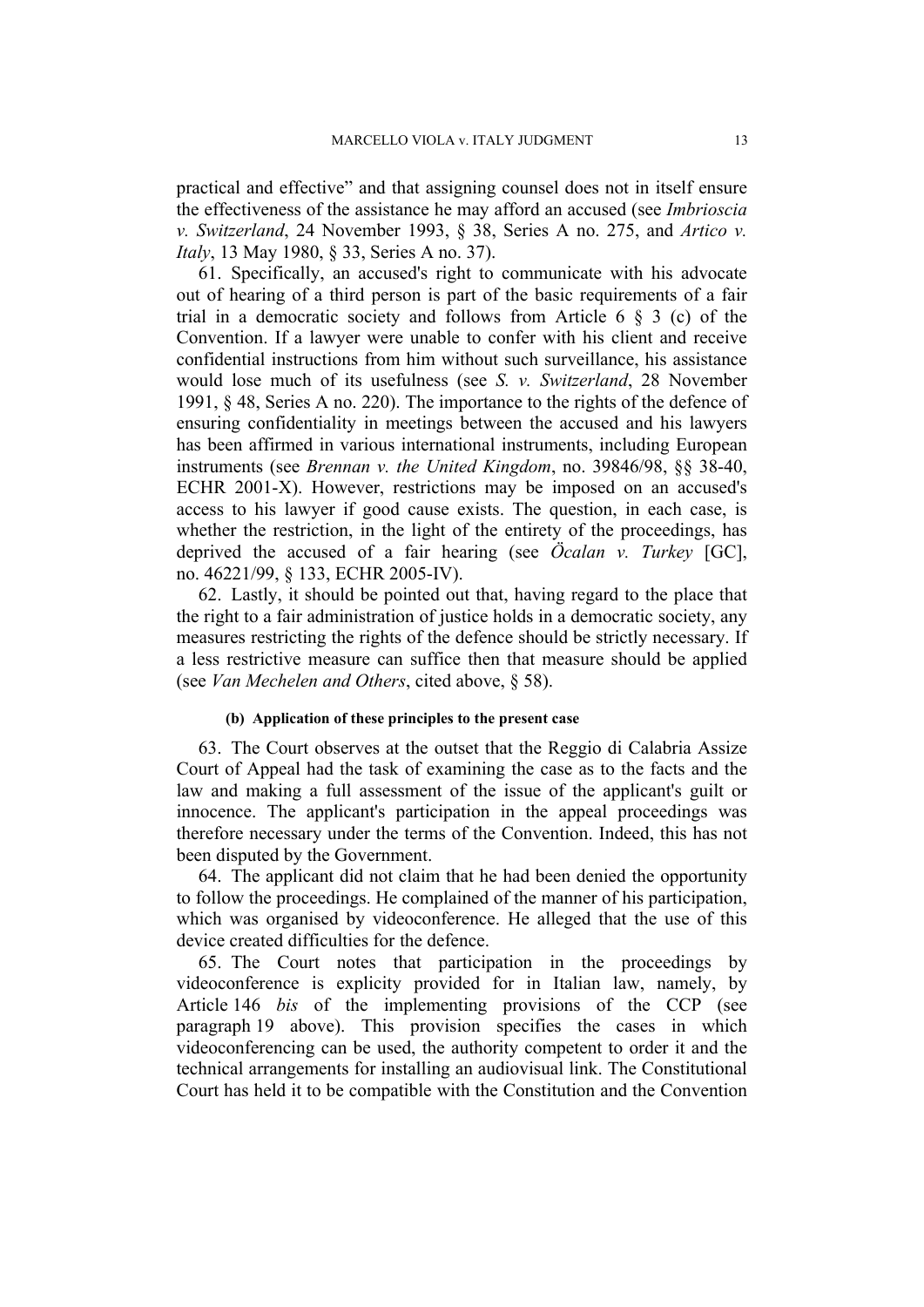practical and effective" and that assigning counsel does not in itself ensure the effectiveness of the assistance he may afford an accused (see *Imbrioscia v. Switzerland*, 24 November 1993, § 38, Series A no. 275, and *Artico v. Italy*, 13 May 1980, § 33, Series A no. 37).

61. Specifically, an accused's right to communicate with his advocate out of hearing of a third person is part of the basic requirements of a fair trial in a democratic society and follows from Article 6 § 3 (c) of the Convention. If a lawyer were unable to confer with his client and receive confidential instructions from him without such surveillance, his assistance would lose much of its usefulness (see *S. v. Switzerland*, 28 November 1991, § 48, Series A no. 220). The importance to the rights of the defence of ensuring confidentiality in meetings between the accused and his lawyers has been affirmed in various international instruments, including European instruments (see *Brennan v. the United Kingdom*, no. 39846/98, §§ 38-40, ECHR 2001-X). However, restrictions may be imposed on an accused's access to his lawyer if good cause exists. The question, in each case, is whether the restriction, in the light of the entirety of the proceedings, has deprived the accused of a fair hearing (see *Öcalan v. Turkey* [GC], no. 46221/99, § 133, ECHR 2005-IV).

62. Lastly, it should be pointed out that, having regard to the place that the right to a fair administration of justice holds in a democratic society, any measures restricting the rights of the defence should be strictly necessary. If a less restrictive measure can suffice then that measure should be applied (see *Van Mechelen and Others*, cited above, § 58).

#### (b) Application of these principles to the present case

63. The Court observes at the outset that the Reggio di Calabria Assize Court of Appeal had the task of examining the case as to the facts and the law and making a full assessment of the issue of the applicant's guilt or innocence. The applicant's participation in the appeal proceedings was therefore necessary under the terms of the Convention. Indeed, this has not been disputed by the Government.

64. The applicant did not claim that he had been denied the opportunity to follow the proceedings. He complained of the manner of his participation, which was organised by videoconference. He alleged that the use of this device created difficulties for the defence.

65. The Court notes that participation in the proceedings by videoconference is explicity provided for in Italian law, namely, by Article 146 *bis* of the implementing provisions of the CCP (see paragraph 19 above). This provision specifies the cases in which videoconferencing can be used, the authority competent to order it and the technical arrangements for installing an audiovisual link. The Constitutional Court has held it to be compatible with the Constitution and the Convention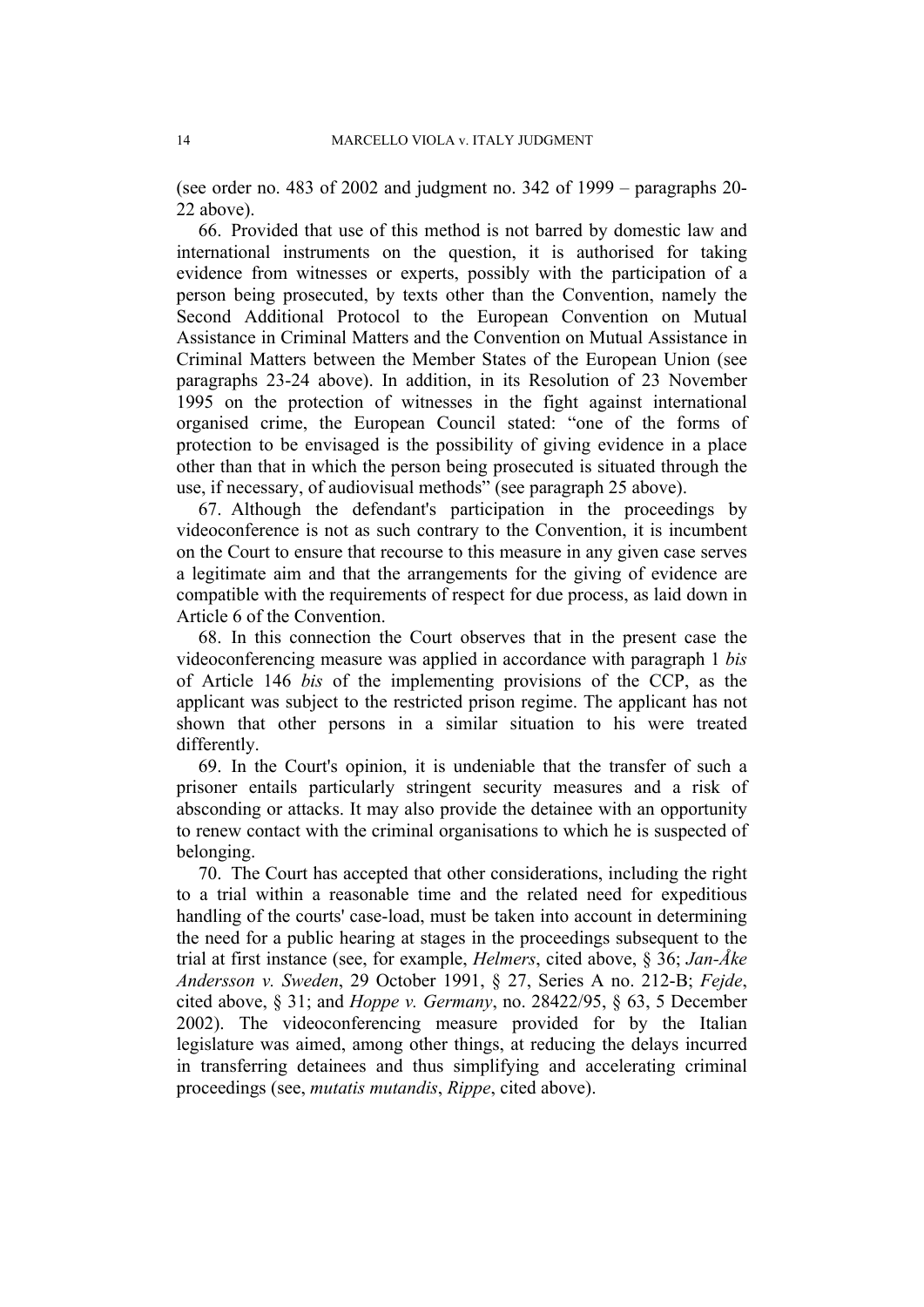(see order no. 483 of 2002 and judgment no. 342 of 1999 – paragraphs 20-22 above).

66. Provided that use of this method is not barred by domestic law and international instruments on the question, it is authorised for taking evidence from witnesses or experts, possibly with the participation of a person being prosecuted, by texts other than the Convention, namely the Second Additional Protocol to the European Convention on Mutual Assistance in Criminal Matters and the Convention on Mutual Assistance in Criminal Matters between the Member States of the European Union (see paragraphs 23-24 above). In addition, in its Resolution of 23 November 1995 on the protection of witnesses in the fight against international organised crime, the European Council stated: "one of the forms of protection to be envisaged is the possibility of giving evidence in a place other than that in which the person being prosecuted is situated through the use, if necessary, of audiovisual methods" (see paragraph 25 above).

67. Although the defendant's participation in the proceedings by videoconference is not as such contrary to the Convention, it is incumbent on the Court to ensure that recourse to this measure in any given case serves a legitimate aim and that the arrangements for the giving of evidence are compatible with the requirements of respect for due process, as laid down in Article 6 of the Convention.

68. In this connection the Court observes that in the present case the videoconferencing measure was applied in accordance with paragraph 1 *bis* of Article 146 *bis* of the implementing provisions of the CCP, as the applicant was subject to the restricted prison regime. The applicant has not shown that other persons in a similar situation to his were treated differently.

69. In the Court's opinion, it is undeniable that the transfer of such a prisoner entails particularly stringent security measures and a risk of absconding or attacks. It may also provide the detainee with an opportunity to renew contact with the criminal organisations to which he is suspected of belonging.

70. The Court has accepted that other considerations, including the right to a trial within a reasonable time and the related need for expeditious handling of the courts' case-load, must be taken into account in determining the need for a public hearing at stages in the proceedings subsequent to the trial at first instance (see, for example, *Helmers*, cited above, § 36; *Jan-Åke Andersson v. Sweden*, 29 October 1991, § 27, Series A no. 212-B; *Fejde*, cited above, § 31; and *Hoppe v. Germany*, no. 28422/95, § 63, 5 December 2002). The videoconferencing measure provided for by the Italian legislature was aimed, among other things, at reducing the delays incurred in transferring detainees and thus simplifying and accelerating criminal proceedings (see, *mutatis mutandis*, *Rippe*, cited above).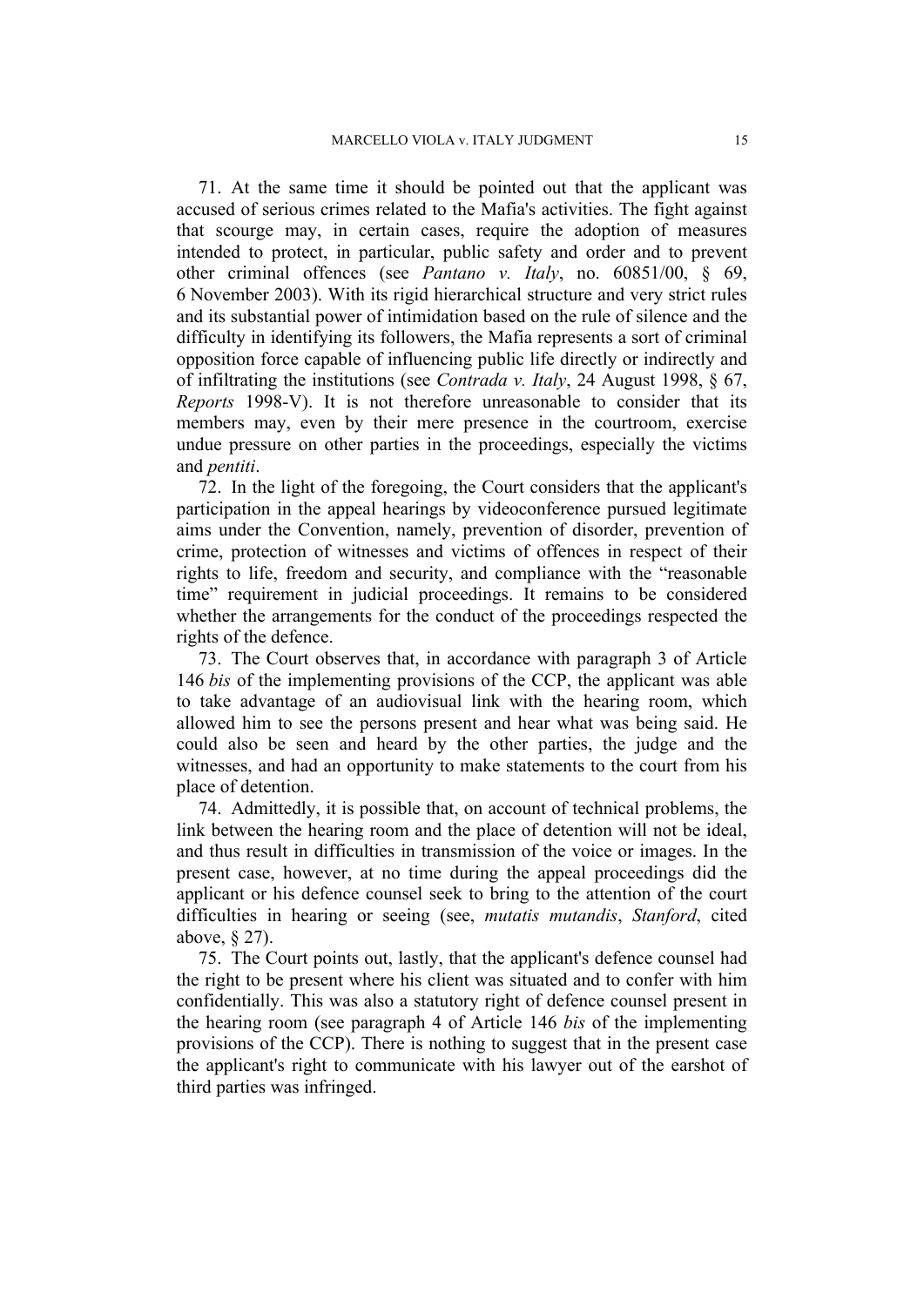71. At the same time it should be pointed out that the applicant was accused of serious crimes related to the Mafia's activities. The fight against that scourge may, in certain cases, require the adoption of measures intended to protect, in particular, public safety and order and to prevent other criminal offences (see *Pantano v. Italy*, no. 60851/00, § 69, 6 November 2003). With its rigid hierarchical structure and very strict rules and its substantial power of intimidation based on the rule of silence and the difficulty in identifying its followers, the Mafia represents a sort of criminal opposition force capable of influencing public life directly or indirectly and of infiltrating the institutions (see *Contrada v. Italy*, 24 August 1998, § 67, *Reports* 1998-V). It is not therefore unreasonable to consider that its members may, even by their mere presence in the courtroom, exercise undue pressure on other parties in the proceedings, especially the victims and *pentiti*.

72. In the light of the foregoing, the Court considers that the applicant's participation in the appeal hearings by videoconference pursued legitimate aims under the Convention, namely, prevention of disorder, prevention of crime, protection of witnesses and victims of offences in respect of their rights to life, freedom and security, and compliance with the "reasonable time" requirement in judicial proceedings. It remains to be considered whether the arrangements for the conduct of the proceedings respected the rights of the defence.

73. The Court observes that, in accordance with paragraph 3 of Article 146 *bis* of the implementing provisions of the CCP, the applicant was able to take advantage of an audiovisual link with the hearing room, which allowed him to see the persons present and hear what was being said. He could also be seen and heard by the other parties, the judge and the witnesses, and had an opportunity to make statements to the court from his place of detention.

74. Admittedly, it is possible that, on account of technical problems, the link between the hearing room and the place of detention will not be ideal, and thus result in difficulties in transmission of the voice or images. In the present case, however, at no time during the appeal proceedings did the applicant or his defence counsel seek to bring to the attention of the court difficulties in hearing or seeing (see, *mutatis mutandis*, *Stanford*, cited above, § 27).

75. The Court points out, lastly, that the applicant's defence counsel had the right to be present where his client was situated and to confer with him confidentially. This was also a statutory right of defence counsel present in the hearing room (see paragraph 4 of Article 146 *bis* of the implementing provisions of the CCP). There is nothing to suggest that in the present case the applicant's right to communicate with his lawyer out of the earshot of third parties was infringed.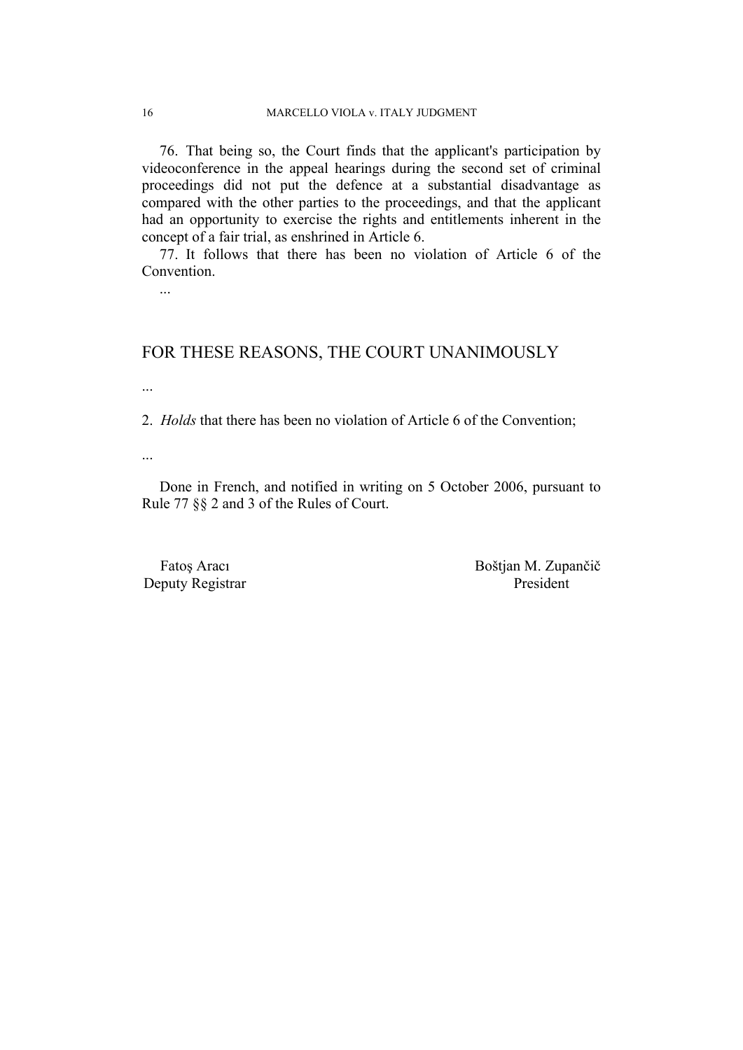76. That being so, the Court finds that the applicant's participation by videoconference in the appeal hearings during the second set of criminal proceedings did not put the defence at a substantial disadvantage as compared with the other parties to the proceedings, and that the applicant had an opportunity to exercise the rights and entitlements inherent in the concept of a fair trial, as enshrined in Article 6.

77. It follows that there has been no violation of Article 6 of the Convention.

...

## FOR THESE REASONS, THE COURT UNANIMOUSLY

...

2. *Holds* that there has been no violation of Article 6 of the Convention;

...

Done in French, and notified in writing on 5 October 2006, pursuant to Rule 77 §§ 2 and 3 of the Rules of Court.

Fatoş Aracı
Deputy Registrar

Boštjan M. Zupančič
President